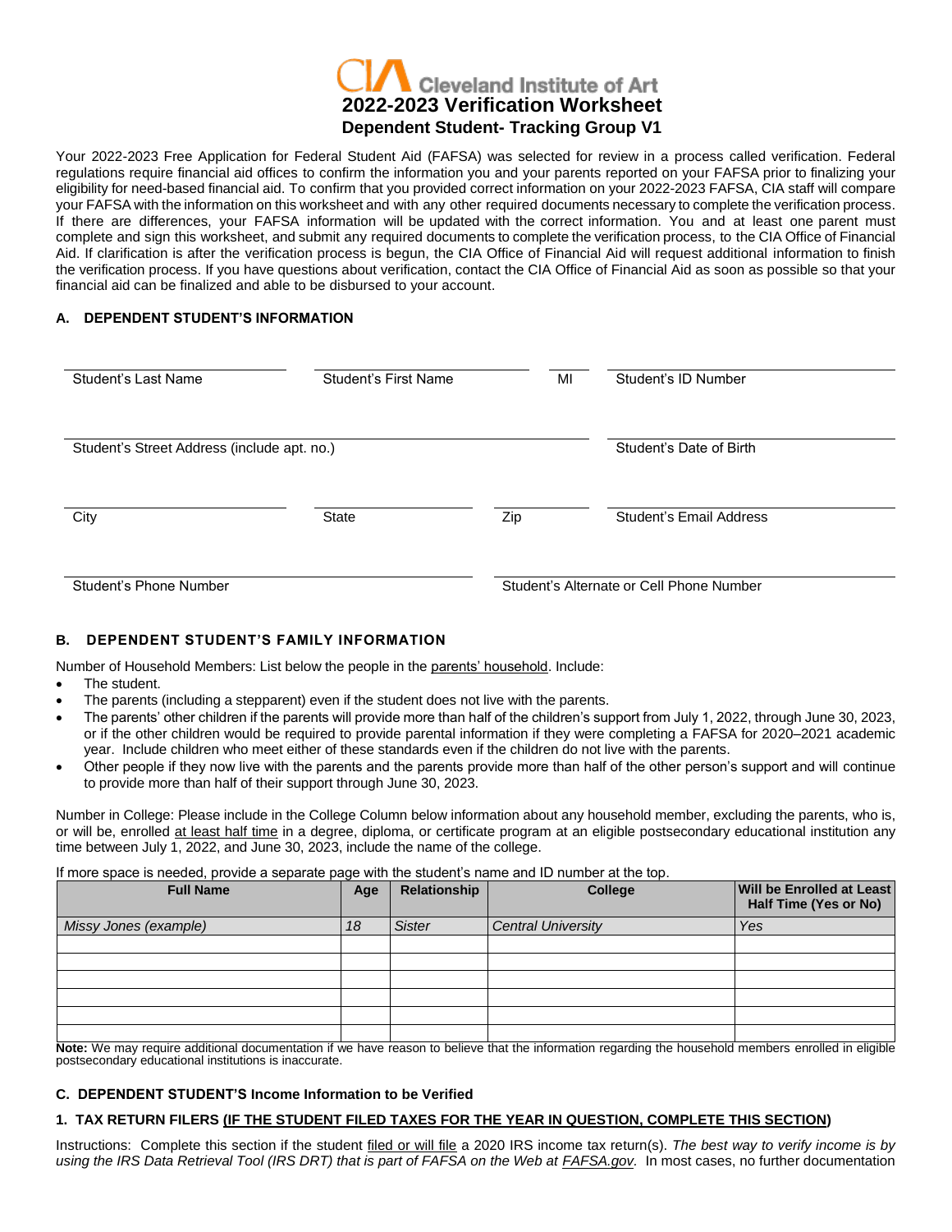# Cleveland Institute of Art

## 2022-2023 Verification Worksheet

### Dependent Student- Tracking Group V1

Your 2022-2023 Free Application for Federal Student Aid (FAFSA) was selected for review in a process called verification. Federal regulations require financial aid offices to confirm the information you and your parents reported on your FAFSA prior to finalizing your eligibility for need-based financial aid. To confirm that you provided correct information on your 2022-2023 FAFSA, CIA staff will compare your FAFSA with the information on this worksheet and with any other required documents necessary to complete the verification process. If there are differences, your FAFSA information will be updated with the correct information. You and at least one parent must complete and sign this worksheet, and submit any required documents to complete the verification process, to the CIA Office of Financial Aid. If clarification is after the verification process is begun, the CIA Office of Financial Aid will request additional information to finish the verification process. If you have questions about verification, contact the CIA Office of Financial Aid as soon as possible so that your financial aid can be finalized and able to be disbursed to your account.

**A. DEPENDENT STUDENT'S INFORMATION**

| Student's Last Name | Student's First Name | MI | Student's ID Number |
|---|---|---|---|
| | | | |

| Student's Street Address (include apt. no.) | Student's Date of Birth |
|---|---|
| | |

| City | State | Zip | Student's Email Address |
|---|---|---|---|
| | | | |

| Student's Phone Number | Student's Alternate or Cell Phone Number |
|---|---|
| | |

**B. DEPENDENT STUDENT'S FAMILY INFORMATION**

Number of Household Members: List below the people in the parents' household. Include:

- The student.
- The parents (including a stepparent) even if the student does not live with the parents.
- The parents' other children if the parents will provide more than half of the children's support from July 1, 2022, through June 30, 2023, or if the other children would be required to provide parental information if they were completing a FAFSA for 2020–2021 academic year. Include children who meet either of these standards even if the children do not live with the parents.
- Other people if they now live with the parents and the parents provide more than half of the other person's support and will continue to provide more than half of their support through June 30, 2023.

Number in College: Please include in the College Column below information about any household member, excluding the parents, who is, or will be, enrolled at least half time in a degree, diploma, or certificate program at an eligible postsecondary educational institution any time between July 1, 2022, and June 30, 2023, include the name of the college.

If more space is needed, provide a separate page with the student's name and ID number at the top.

| Full Name | Age | Relationship | College | Will be Enrolled at Least Half Time (Yes or No) |
|---|---|---|---|---|
| *Missy Jones (example)* | *18* | *Sister* | *Central University* | *Yes* |
| | | | | |
| | | | | |
| | | | | |
| | | | | |
| | | | | |
| | | | | |

**Note:** We may require additional documentation if we have reason to believe that the information regarding the household members enrolled in eligible postsecondary educational institutions is inaccurate.

**C. DEPENDENT STUDENT'S Income Information to be Verified**

**1. TAX RETURN FILERS (IF THE STUDENT FILED TAXES FOR THE YEAR IN QUESTION, COMPLETE THIS SECTION)**

Instructions: Complete this section if the student filed or will file a 2020 IRS income tax return(s). *The best way to verify income is by using the IRS Data Retrieval Tool (IRS DRT) that is part of FAFSA on the Web at FAFSA.gov.* In most cases, no further documentation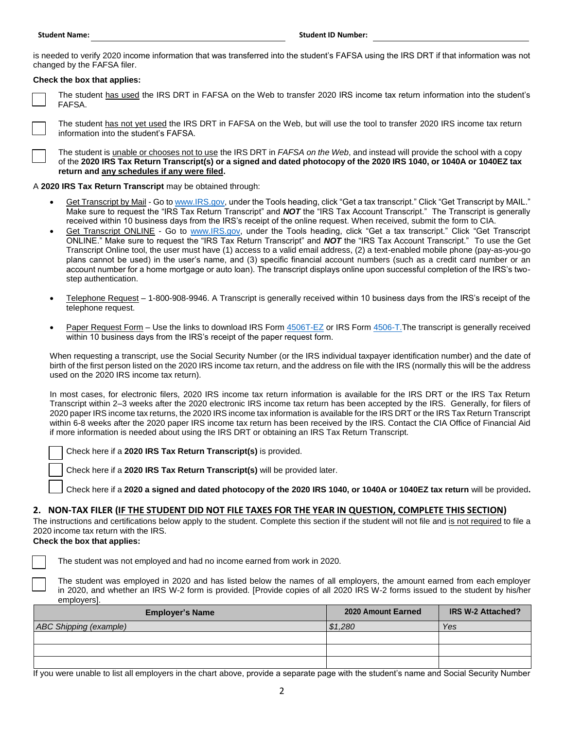**Student Name:** \_\_\_\_\_\_\_\_\_\_\_\_\_\_\_\_\_\_\_\_\_\_\_\_\_\_\_\_ **Student ID Number:** \_\_\_\_\_\_\_\_\_\_\_\_\_\_\_\_\_\_\_\_\_\_\_\_

is needed to verify 2020 income information that was transferred into the student's FAFSA using the IRS DRT if that information was not changed by the FAFSA filer.

**Check the box that applies:**

☐ The student has used the IRS DRT in FAFSA on the Web to transfer 2020 IRS income tax return information into the student's FAFSA.

☐ The student has not yet used the IRS DRT in FAFSA on the Web, but will use the tool to transfer 2020 IRS income tax return information into the student's FAFSA.

☐ The student is unable or chooses not to use the IRS DRT in *FAFSA on the Web*, and instead will provide the school with a copy of the **2020 IRS Tax Return Transcript(s) or a signed and dated photocopy of the 2020 IRS 1040, or 1040A or 1040EZ tax return and any schedules if any were filed.**

A **2020 IRS Tax Return Transcript** may be obtained through:

- Get Transcript by Mail - Go to www.IRS.gov, under the Tools heading, click "Get a tax transcript." Click "Get Transcript by MAIL." Make sure to request the "IRS Tax Return Transcript" and ***NOT*** the "IRS Tax Account Transcript." The Transcript is generally received within 10 business days from the IRS's receipt of the online request. When received, submit the form to CIA.
- Get Transcript ONLINE - Go to www.IRS.gov, under the Tools heading, click "Get a tax transcript." Click "Get Transcript ONLINE." Make sure to request the "IRS Tax Return Transcript" and ***NOT*** the "IRS Tax Account Transcript." To use the Get Transcript Online tool, the user must have (1) access to a valid email address, (2) a text-enabled mobile phone (pay-as-you-go plans cannot be used) in the user's name, and (3) specific financial account numbers (such as a credit card number or an account number for a home mortgage or auto loan). The transcript displays online upon successful completion of the IRS's two-step authentication.
- Telephone Request – 1-800-908-9946. A Transcript is generally received within 10 business days from the IRS's receipt of the telephone request.
- Paper Request Form – Use the links to download IRS Form 4506T-EZ or IRS Form 4506-T. The transcript is generally received within 10 business days from the IRS's receipt of the paper request form.

When requesting a transcript, use the Social Security Number (or the IRS individual taxpayer identification number) and the date of birth of the first person listed on the 2020 IRS income tax return, and the address on file with the IRS (normally this will be the address used on the 2020 IRS income tax return).

In most cases, for electronic filers, 2020 IRS income tax return information is available for the IRS DRT or the IRS Tax Return Transcript within 2–3 weeks after the 2020 electronic IRS income tax return has been accepted by the IRS. Generally, for filers of 2020 paper IRS income tax returns, the 2020 IRS income tax information is available for the IRS DRT or the IRS Tax Return Transcript within 6-8 weeks after the 2020 paper IRS income tax return has been received by the IRS. Contact the CIA Office of Financial Aid if more information is needed about using the IRS DRT or obtaining an IRS Tax Return Transcript.

☐ Check here if a **2020 IRS Tax Return Transcript(s)** is provided.

☐ Check here if a **2020 IRS Tax Return Transcript(s)** will be provided later.

☐ Check here if a **2020 a signed and dated photocopy of the 2020 IRS 1040, or 1040A or 1040EZ tax return** will be provided**.**

## 2. NON-TAX FILER (IF THE STUDENT DID NOT FILE TAXES FOR THE YEAR IN QUESTION, COMPLETE THIS SECTION)

The instructions and certifications below apply to the student. Complete this section if the student will not file and is not required to file a 2020 income tax return with the IRS.

**Check the box that applies:**

☐ The student was not employed and had no income earned from work in 2020.

☐ The student was employed in 2020 and has listed below the names of all employers, the amount earned from each employer in 2020, and whether an IRS W-2 form is provided. [Provide copies of all 2020 IRS W-2 forms issued to the student by his/her employers].

| Employer's Name | 2020 Amount Earned | IRS W-2 Attached? |
|---|---|---|
| *ABC Shipping (example)* | *$1,280* | *Yes* |
| | | |
| | | |
| | | |

If you were unable to list all employers in the chart above, provide a separate page with the student's name and Social Security Number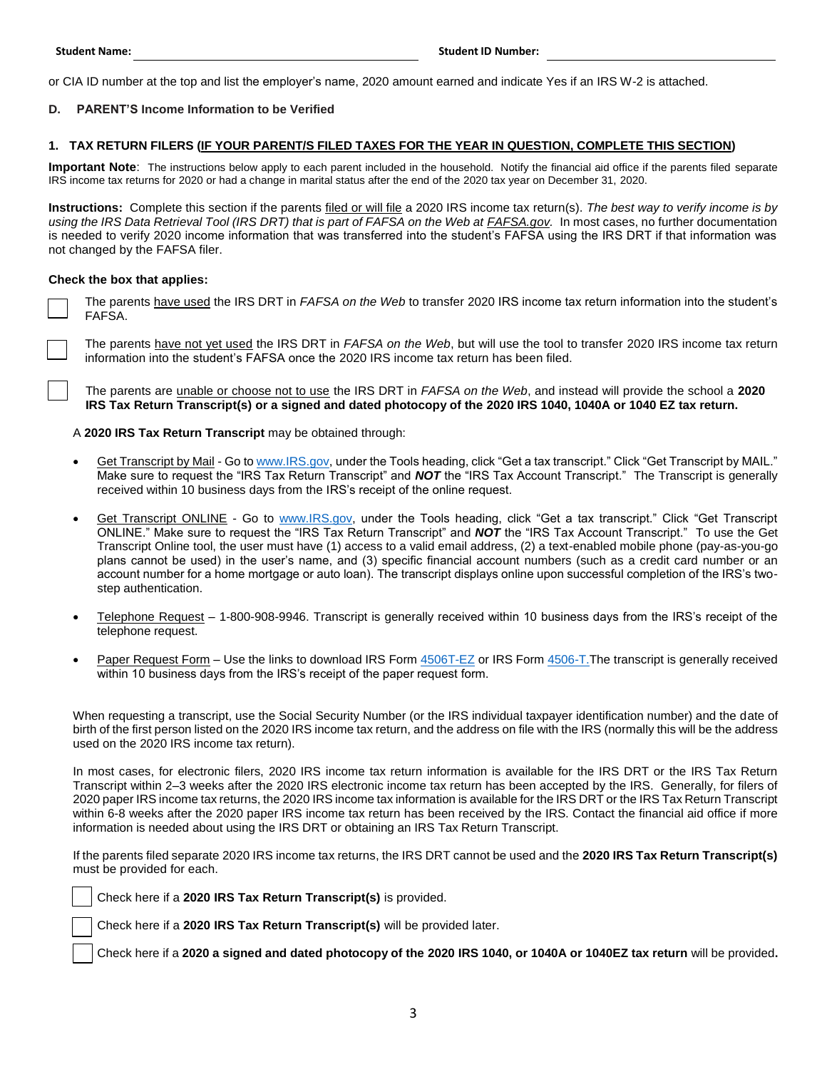**Student Name:** ______________________ **Student ID Number:** ______________________

or CIA ID number at the top and list the employer's name, 2020 amount earned and indicate Yes if an IRS W-2 is attached.

## D. PARENT'S Income Information to be Verified

### 1. TAX RETURN FILERS (IF YOUR PARENT/S FILED TAXES FOR THE YEAR IN QUESTION, COMPLETE THIS SECTION)

**Important Note**: The instructions below apply to each parent included in the household. Notify the financial aid office if the parents filed separate IRS income tax returns for 2020 or had a change in marital status after the end of the 2020 tax year on December 31, 2020.

**Instructions:** Complete this section if the parents filed or will file a 2020 IRS income tax return(s). *The best way to verify income is by using the IRS Data Retrieval Tool (IRS DRT) that is part of FAFSA on the Web at FAFSA.gov.* In most cases, no further documentation is needed to verify 2020 income information that was transferred into the student's FAFSA using the IRS DRT if that information was not changed by the FAFSA filer.

**Check the box that applies:**

☐ The parents have used the IRS DRT in *FAFSA on the Web* to transfer 2020 IRS income tax return information into the student's FAFSA.

☐ The parents have not yet used the IRS DRT in *FAFSA on the Web*, but will use the tool to transfer 2020 IRS income tax return information into the student's FAFSA once the 2020 IRS income tax return has been filed.

☐ The parents are unable or choose not to use the IRS DRT in *FAFSA on the Web*, and instead will provide the school a **2020 IRS Tax Return Transcript(s) or a signed and dated photocopy of the 2020 IRS 1040, 1040A or 1040 EZ tax return.**

A **2020 IRS Tax Return Transcript** may be obtained through:

- Get Transcript by Mail - Go to www.IRS.gov, under the Tools heading, click "Get a tax transcript." Click "Get Transcript by MAIL." Make sure to request the "IRS Tax Return Transcript" and ***NOT*** the "IRS Tax Account Transcript." The Transcript is generally received within 10 business days from the IRS's receipt of the online request.
- Get Transcript ONLINE - Go to www.IRS.gov, under the Tools heading, click "Get a tax transcript." Click "Get Transcript ONLINE." Make sure to request the "IRS Tax Return Transcript" and ***NOT*** the "IRS Tax Account Transcript." To use the Get Transcript Online tool, the user must have (1) access to a valid email address, (2) a text-enabled mobile phone (pay-as-you-go plans cannot be used) in the user's name, and (3) specific financial account numbers (such as a credit card number or an account number for a home mortgage or auto loan). The transcript displays online upon successful completion of the IRS's two-step authentication.
- Telephone Request – 1-800-908-9946. Transcript is generally received within 10 business days from the IRS's receipt of the telephone request.
- Paper Request Form – Use the links to download IRS Form 4506T-EZ or IRS Form 4506-T.The transcript is generally received within 10 business days from the IRS's receipt of the paper request form.

When requesting a transcript, use the Social Security Number (or the IRS individual taxpayer identification number) and the date of birth of the first person listed on the 2020 IRS income tax return, and the address on file with the IRS (normally this will be the address used on the 2020 IRS income tax return).

In most cases, for electronic filers, 2020 IRS income tax return information is available for the IRS DRT or the IRS Tax Return Transcript within 2–3 weeks after the 2020 IRS electronic income tax return has been accepted by the IRS. Generally, for filers of 2020 paper IRS income tax returns, the 2020 IRS income tax information is available for the IRS DRT or the IRS Tax Return Transcript within 6-8 weeks after the 2020 paper IRS income tax return has been received by the IRS. Contact the financial aid office if more information is needed about using the IRS DRT or obtaining an IRS Tax Return Transcript.

If the parents filed separate 2020 IRS income tax returns, the IRS DRT cannot be used and the **2020 IRS Tax Return Transcript(s)** must be provided for each.

☐ Check here if a **2020 IRS Tax Return Transcript(s)** is provided.

☐ Check here if a **2020 IRS Tax Return Transcript(s)** will be provided later.

☐ Check here if a **2020 a signed and dated photocopy of the 2020 IRS 1040, or 1040A or 1040EZ tax return** will be provided**.**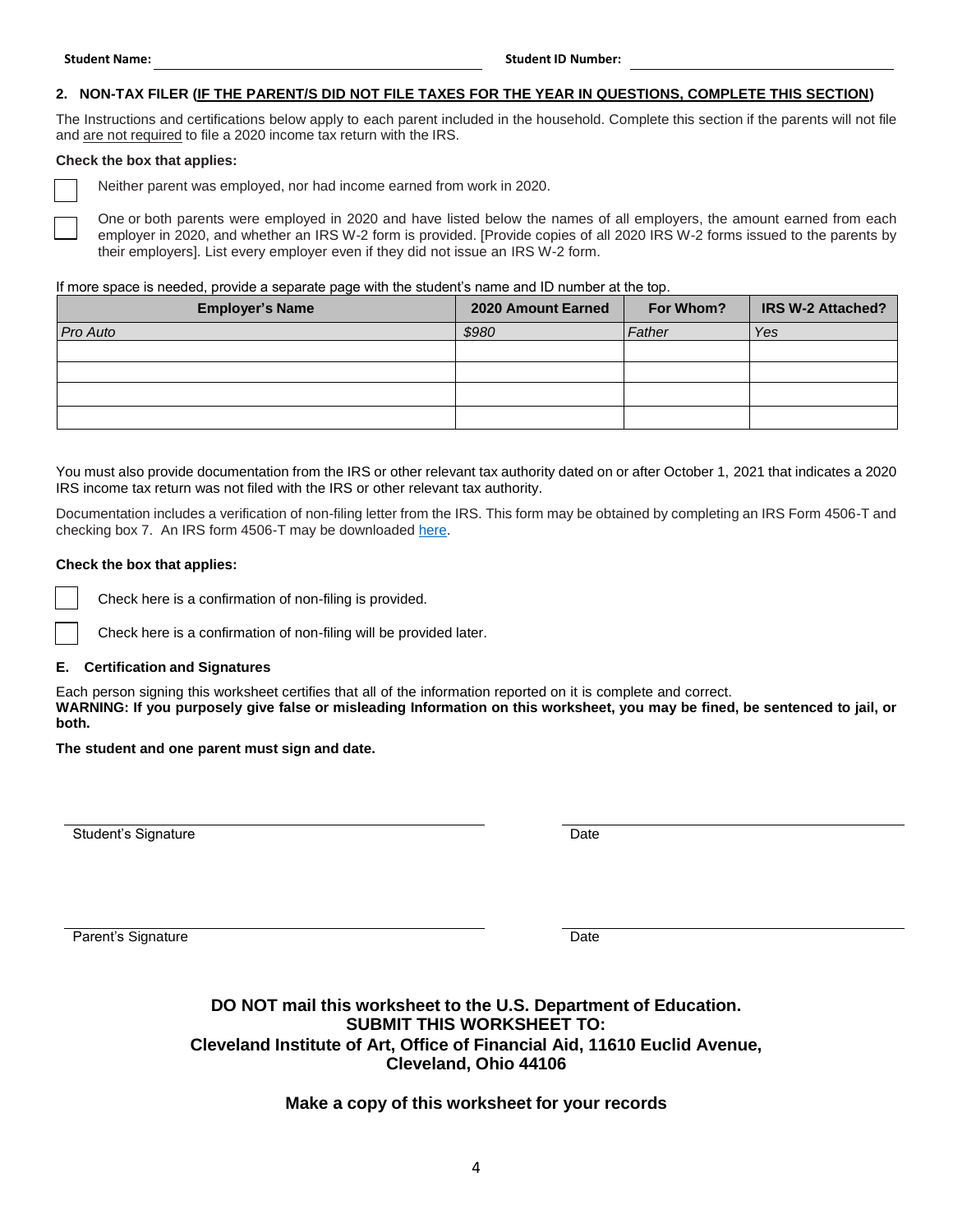**Student Name:** ______________________ **Student ID Number:** ______________________

**2. NON-TAX FILER (IF THE PARENT/S DID NOT FILE TAXES FOR THE YEAR IN QUESTIONS, COMPLETE THIS SECTION)**

The Instructions and certifications below apply to each parent included in the household. Complete this section if the parents will not file and are not required to file a 2020 income tax return with the IRS.

**Check the box that applies:**

☐ Neither parent was employed, nor had income earned from work in 2020.

☐ One or both parents were employed in 2020 and have listed below the names of all employers, the amount earned from each employer in 2020, and whether an IRS W-2 form is provided. [Provide copies of all 2020 IRS W-2 forms issued to the parents by their employers]. List every employer even if they did not issue an IRS W-2 form.

If more space is needed, provide a separate page with the student's name and ID number at the top.

| Employer's Name | 2020 Amount Earned | For Whom? | IRS W-2 Attached? |
|---|---|---|---|
| *Pro Auto* | *$980* | *Father* | *Yes* |
| | | | |
| | | | |
| | | | |
| | | | |

You must also provide documentation from the IRS or other relevant tax authority dated on or after October 1, 2021 that indicates a 2020 IRS income tax return was not filed with the IRS or other relevant tax authority.

Documentation includes a verification of non-filing letter from the IRS. This form may be obtained by completing an IRS Form 4506-T and checking box 7. An IRS form 4506-T may be downloaded here.

**Check the box that applies:**

☐ Check here is a confirmation of non-filing is provided.

☐ Check here is a confirmation of non-filing will be provided later.

**E. Certification and Signatures**

Each person signing this worksheet certifies that all of the information reported on it is complete and correct.
**WARNING: If you purposely give false or misleading Information on this worksheet, you may be fined, be sentenced to jail, or both.**

**The student and one parent must sign and date.**

______________________________ ______________________________
Student's Signature Date

______________________________ ______________________________
Parent's Signature Date

**DO NOT mail this worksheet to the U.S. Department of Education.**
**SUBMIT THIS WORKSHEET TO:**
**Cleveland Institute of Art, Office of Financial Aid, 11610 Euclid Avenue, Cleveland, Ohio 44106**

**Make a copy of this worksheet for your records**